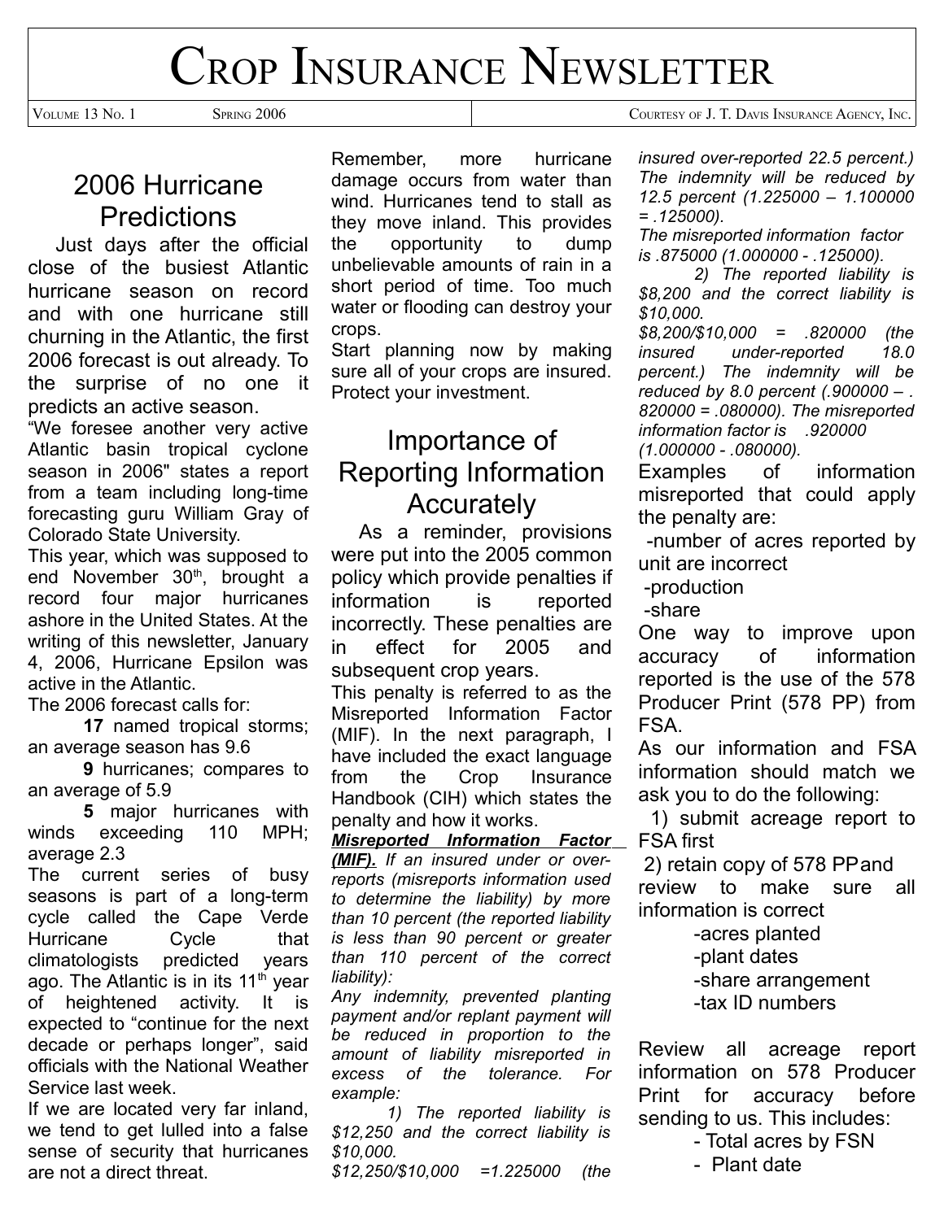# Crop Insurance Newsletter

Volume 13 No. 1 Spring 2006 Courtesy of J. T. Davis Insurance Agency, Inc.

## 2006 Hurricane Predictions

Just days after the official close of the busiest Atlantic hurricane season on record and with one hurricane still churning in the Atlantic, the first 2006 forecast is out already. To the surprise of no one it predicts an active season.

"We foresee another very active Atlantic basin tropical cyclone season in 2006" states a report from a team including long-time forecasting guru William Gray of Colorado State University.

This year, which was supposed to end November 30th, brought a record four major hurricanes ashore in the United States. At the writing of this newsletter, January 4, 2006, Hurricane Epsilon was active in the Atlantic.

The 2006 forecast calls for:

**17** named tropical storms; an average season has 9.6

**9** hurricanes; compares to an average of 5.9

**5** major hurricanes with winds exceeding 110 MPH; average 2.3

The current series of busy seasons is part of a long-term cycle called the Cape Verde Hurricane Cycle that climatologists predicted years ago. The Atlantic is in its 11th year of heightened activity. It is expected to "continue for the next decade or perhaps longer", said officials with the National Weather Service last week.

If we are located very far inland, we tend to get lulled into a false sense of security that hurricanes are not a direct threat.

Remember, more hurricane damage occurs from water than wind. Hurricanes tend to stall as they move inland. This provides the opportunity to dump unbelievable amounts of rain in a short period of time. Too much water or flooding can destroy your crops.

Start planning now by making sure all of your crops are insured. Protect your investment.

## Importance of Reporting Information Accurately

As a reminder, provisions were put into the 2005 common policy which provide penalties if information is reported incorrectly. These penalties are in effect for 2005 and subsequent crop years.

This penalty is referred to as the Misreported Information Factor (MIF). In the next paragraph, I have included the exact language from the Crop Insurance Handbook (CIH) which states the penalty and how it works.

***Misreported Information Factor (MIF).*** *If an insured under or over-reports (misreports information used to determine the liability) by more than 10 percent (the reported liability is less than 90 percent or greater than 110 percent of the correct liability):*

*Any indemnity, prevented planting payment and/or replant payment will be reduced in proportion to the amount of liability misreported in excess of the tolerance. For example:*

*1) The reported liability is $12,250 and the correct liability is $10,000.*

*$12,250/$10,000 =1.225000 (the insured over-reported 22.5 percent.) The indemnity will be reduced by 12.5 percent (1.225000 – 1.100000 = .125000).*

*The misreported information factor is .875000 (1.000000 - .125000).*

*2) The reported liability is $8,200 and the correct liability is $10,000.*

*$8,200/$10,000 = .820000 (the insured under-reported 18.0 percent.) The indemnity will be reduced by 8.0 percent (.900000 – .820000 = .080000). The misreported information factor is .920000 (1.000000 - .080000).*

Examples of information misreported that could apply the penalty are:

- number of acres reported by unit are incorrect
- production
- share

One way to improve upon accuracy of information reported is the use of the 578 Producer Print (578 PP) from FSA.

As our information and FSA information should match we ask you to do the following:

1) submit acreage report to FSA first

2) retain copy of 578 PP and review to make sure all information is correct

- acres planted
- plant dates
- share arrangement
- tax ID numbers

Review all acreage report information on 578 Producer Print for accuracy before sending to us. This includes:

- Total acres by FSN
- Plant date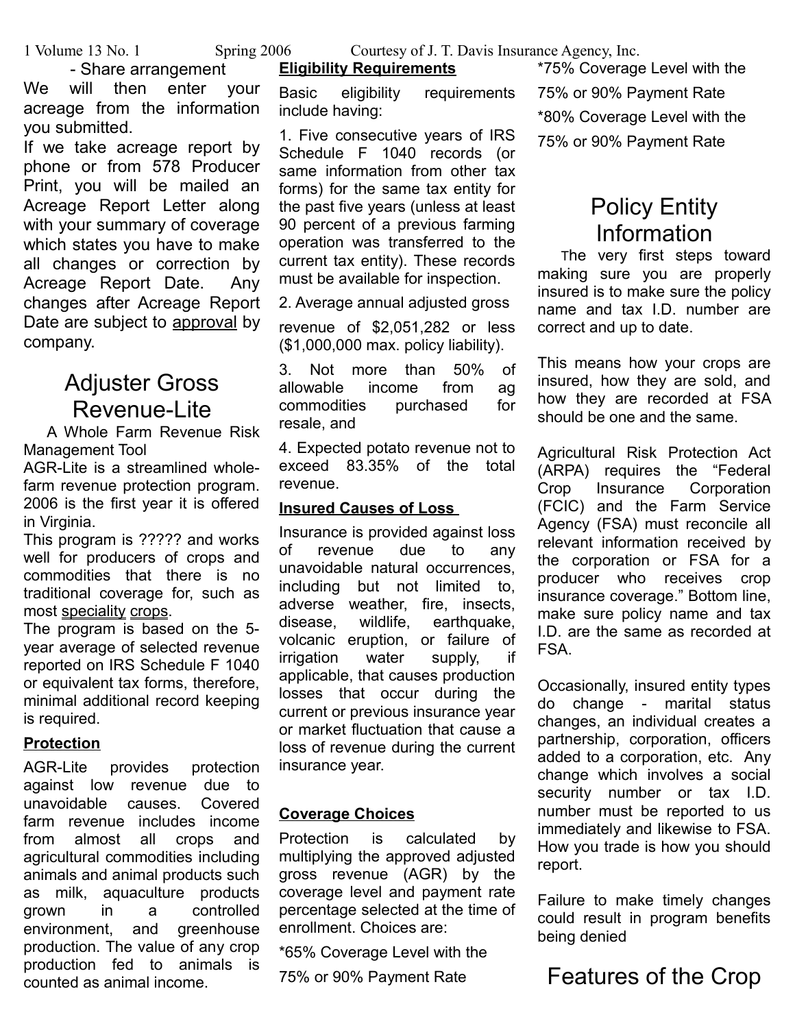- Share arrangement

We will then enter your acreage from the information you submitted.

If we take acreage report by phone or from 578 Producer Print, you will be mailed an Acreage Report Letter along with your summary of coverage which states you have to make all changes or correction by Acreage Report Date. Any changes after Acreage Report Date are subject to approval by company.

# Adjuster Gross Revenue-Lite

A Whole Farm Revenue Risk Management Tool

AGR-Lite is a streamlined whole-farm revenue protection program. 2006 is the first year it is offered in Virginia.

This program is ????? and works well for producers of crops and commodities that there is no traditional coverage for, such as most speciality crops.

The program is based on the 5-year average of selected revenue reported on IRS Schedule F 1040 or equivalent tax forms, therefore, minimal additional record keeping is required.

**Protection**

AGR-Lite provides protection against low revenue due to unavoidable causes. Covered farm revenue includes income from almost all crops and agricultural commodities including animals and animal products such as milk, aquaculture products grown in a controlled environment, and greenhouse production. The value of any crop production fed to animals is counted as animal income.

**Eligibility Requirements**

Basic eligibility requirements include having:

1. Five consecutive years of IRS Schedule F 1040 records (or same information from other tax forms) for the same tax entity for the past five years (unless at least 90 percent of a previous farming operation was transferred to the current tax entity). These records must be available for inspection.
2. Average annual adjusted gross revenue of $2,051,282 or less ($1,000,000 max. policy liability).
3. Not more than 50% of allowable income from ag commodities purchased for resale, and
4. Expected potato revenue not to exceed 83.35% of the total revenue.

**Insured Causes of Loss**

Insurance is provided against loss of revenue due to any unavoidable natural occurrences, including but not limited to, adverse weather, fire, insects, disease, wildlife, earthquake, volcanic eruption, or failure of irrigation water supply, if applicable, that causes production losses that occur during the current or previous insurance year or market fluctuation that cause a loss of revenue during the current insurance year.

**Coverage Choices**

Protection is calculated by multiplying the approved adjusted gross revenue (AGR) by the coverage level and payment rate percentage selected at the time of enrollment. Choices are:

*65% Coverage Level with the 75% or 90% Payment Rate

*75% Coverage Level with the 75% or 90% Payment Rate

*80% Coverage Level with the 75% or 90% Payment Rate

# Policy Entity Information

The very first steps toward making sure you are properly insured is to make sure the policy name and tax I.D. number are correct and up to date.

This means how your crops are insured, how they are sold, and how they are recorded at FSA should be one and the same.

Agricultural Risk Protection Act (ARPA) requires the "Federal Crop Insurance Corporation (FCIC) and the Farm Service Agency (FSA) must reconcile all relevant information received by the corporation or FSA for a producer who receives crop insurance coverage." Bottom line, make sure policy name and tax I.D. are the same as recorded at FSA.

Occasionally, insured entity types do change - marital status changes, an individual creates a partnership, corporation, officers added to a corporation, etc. Any change which involves a social security number or tax I.D. number must be reported to us immediately and likewise to FSA. How you trade is how you should report.

Failure to make timely changes could result in program benefits being denied

# Features of the Crop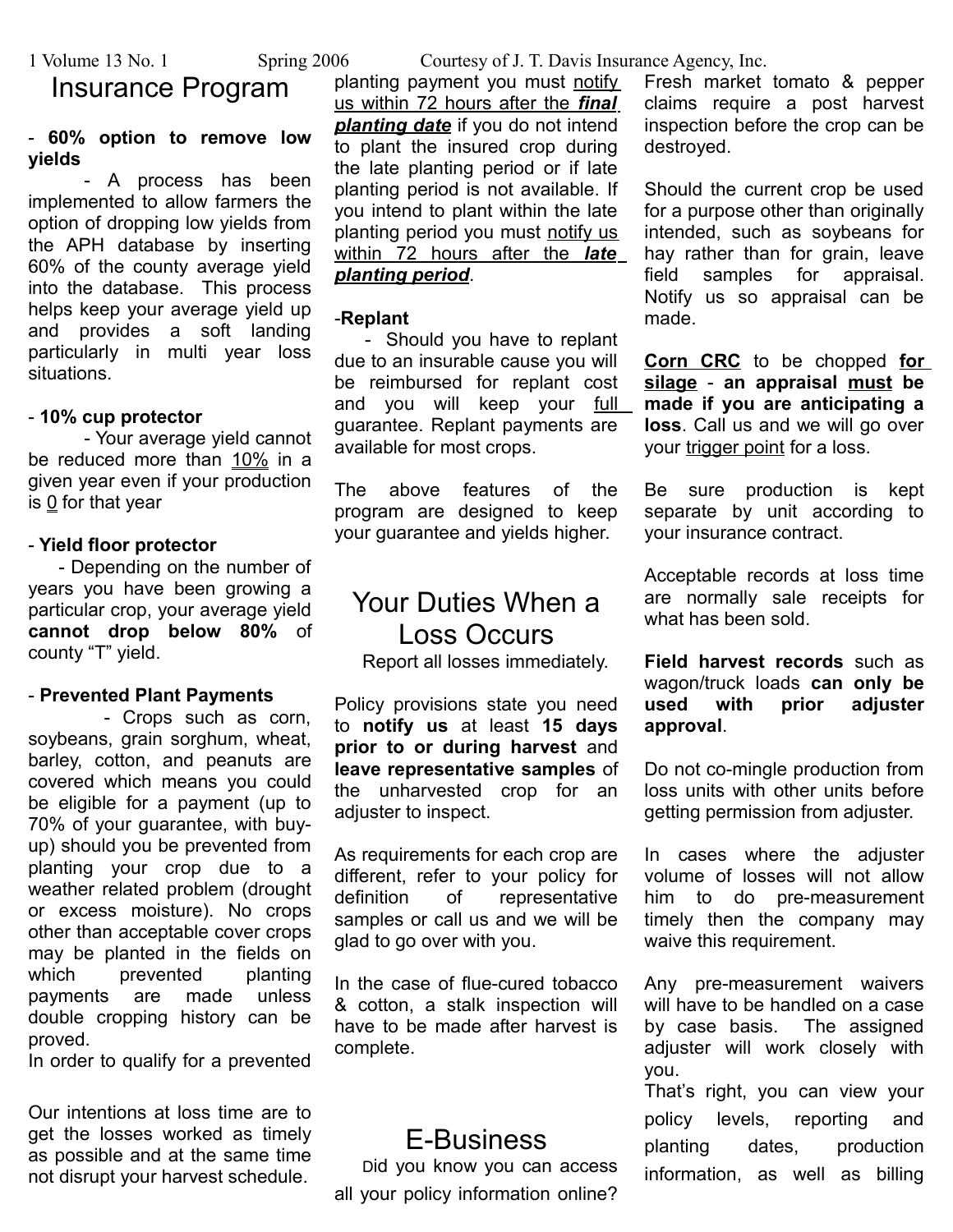## Insurance Program

- **60% option to remove low yields**

- A process has been implemented to allow farmers the option of dropping low yields from the APH database by inserting 60% of the county average yield into the database. This process helps keep your average yield up and provides a soft landing particularly in multi year loss situations.

- **10% cup protector**

- Your average yield cannot be reduced more than 10% in a given year even if your production is 0 for that year

- **Yield floor protector**

- Depending on the number of years you have been growing a particular crop, your average yield **cannot drop below 80%** of county "T" yield.

- **Prevented Plant Payments**

- Crops such as corn, soybeans, grain sorghum, wheat, barley, cotton, and peanuts are covered which means you could be eligible for a payment (up to 70% of your guarantee, with buy-up) should you be prevented from planting your crop due to a weather related problem (drought or excess moisture). No crops other than acceptable cover crops may be planted in the fields on which prevented planting payments are made unless double cropping history can be proved.

In order to qualify for a prevented planting payment you must notify us within 72 hours after the ***final planting date*** if you do not intend to plant the insured crop during the late planting period or if late planting period is not available. If you intend to plant within the late planting period you must notify us within 72 hours after the ***late planting period***.

-**Replant**

- Should you have to replant due to an insurable cause you will be reimbursed for replant cost and you will keep your full guarantee. Replant payments are available for most crops.

The above features of the program are designed to keep your guarantee and yields higher.

## Your Duties When a Loss Occurs

Report all losses immediately.

Policy provisions state you need to **notify us** at least **15 days prior to or during harvest** and **leave representative samples** of the unharvested crop for an adjuster to inspect.

As requirements for each crop are different, refer to your policy for definition of representative samples or call us and we will be glad to go over with you.

In the case of flue-cured tobacco & cotton, a stalk inspection will have to be made after harvest is complete.

Fresh market tomato & pepper claims require a post harvest inspection before the crop can be destroyed.

Should the current crop be used for a purpose other than originally intended, such as soybeans for hay rather than for grain, leave field samples for appraisal. Notify us so appraisal can be made.

**Corn CRC** to be chopped **for silage** - **an appraisal must be made if you are anticipating a loss**. Call us and we will go over your trigger point for a loss.

Be sure production is kept separate by unit according to your insurance contract.

Acceptable records at loss time are normally sale receipts for what has been sold.

**Field harvest records** such as wagon/truck loads **can only be used with prior adjuster approval**.

Do not co-mingle production from loss units with other units before getting permission from adjuster.

In cases where the adjuster volume of losses will not allow him to do pre-measurement timely then the company may waive this requirement.

Any pre-measurement waivers will have to be handled on a case by case basis. The assigned adjuster will work closely with you.

Our intentions at loss time are to get the losses worked as timely as possible and at the same time not disrupt your harvest schedule.

## E-Business

Did you know you can access all your policy information online? That's right, you can view your policy levels, reporting and planting dates, production information, as well as billing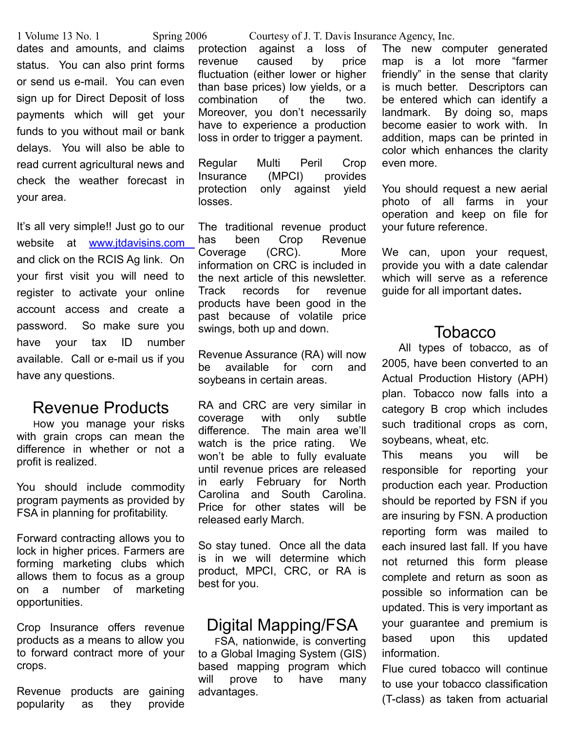dates and amounts, and claims status. You can also print forms or send us e-mail. You can even sign up for Direct Deposit of loss payments which will get your funds to you without mail or bank delays. You will also be able to read current agricultural news and check the weather forecast in your area.

It's all very simple!! Just go to our website at www.jtdavisins.com and click on the RCIS Ag link. On your first visit you will need to register to activate your online account access and create a password. So make sure you have your tax ID number available. Call or e-mail us if you have any questions.

## Revenue Products

How you manage your risks with grain crops can mean the difference in whether or not a profit is realized.

You should include commodity program payments as provided by FSA in planning for profitability.

Forward contracting allows you to lock in higher prices. Farmers are forming marketing clubs which allows them to focus as a group on a number of marketing opportunities.

Crop Insurance offers revenue products as a means to allow you to forward contract more of your crops.

Revenue products are gaining popularity as they provide protection against a loss of revenue caused by price fluctuation (either lower or higher than base prices) low yields, or a combination of the two. Moreover, you don't necessarily have to experience a production loss in order to trigger a payment.

Regular Multi Peril Crop Insurance (MPCI) provides protection only against yield losses.

The traditional revenue product has been Crop Revenue Coverage (CRC). More information on CRC is included in the next article of this newsletter. Track records for revenue products have been good in the past because of volatile price swings, both up and down.

Revenue Assurance (RA) will now be available for corn and soybeans in certain areas.

RA and CRC are very similar in coverage with only subtle difference. The main area we'll watch is the price rating. We won't be able to fully evaluate until revenue prices are released in early February for North Carolina and South Carolina. Price for other states will be released early March.

So stay tuned. Once all the data is in we will determine which product, MPCI, CRC, or RA is best for you.

## Digital Mapping/FSA

FSA, nationwide, is converting to a Global Imaging System (GIS) based mapping program which will prove to have many advantages.

The new computer generated map is a lot more "farmer friendly" in the sense that clarity is much better. Descriptors can be entered which can identify a landmark. By doing so, maps become easier to work with. In addition, maps can be printed in color which enhances the clarity even more.

You should request a new aerial photo of all farms in your operation and keep on file for your future reference.

We can, upon your request, provide you with a date calendar which will serve as a reference guide for all important dates.

## Tobacco

All types of tobacco, as of 2005, have been converted to an Actual Production History (APH) plan. Tobacco now falls into a category B crop which includes such traditional crops as corn, soybeans, wheat, etc.

This means you will be responsible for reporting your production each year. Production should be reported by FSN if you are insuring by FSN. A production reporting form was mailed to each insured last fall. If you have not returned this form please complete and return as soon as possible so information can be updated. This is very important as your guarantee and premium is based upon this updated information.

Flue cured tobacco will continue to use your tobacco classification (T-class) as taken from actuarial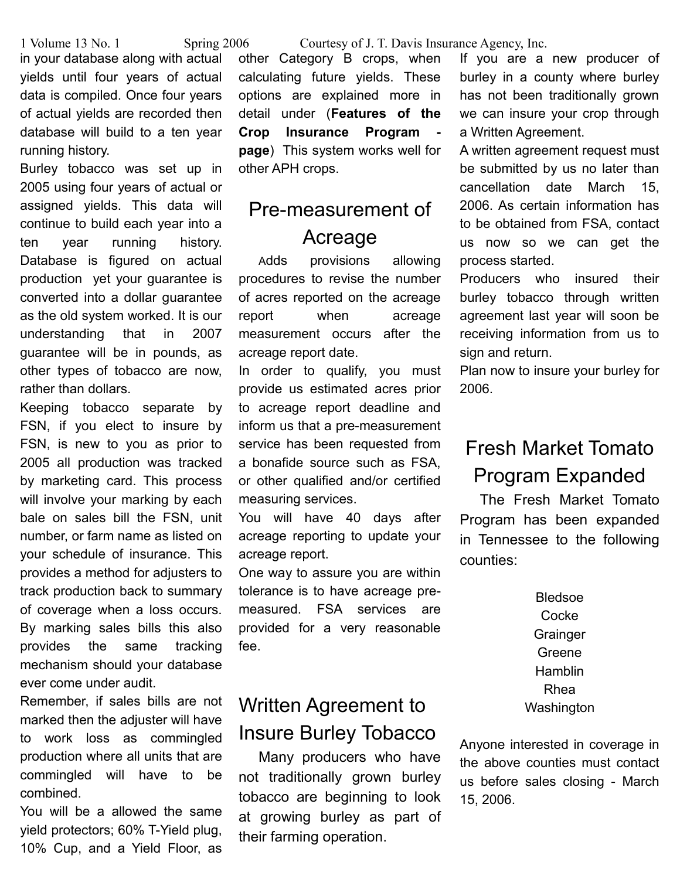in your database along with actual yields until four years of actual data is compiled. Once four years of actual yields are recorded then database will build to a ten year running history.

Burley tobacco was set up in 2005 using four years of actual or assigned yields. This data will continue to build each year into a ten year running history. Database is figured on actual production yet your guarantee is converted into a dollar guarantee as the old system worked. It is our understanding that in 2007 guarantee will be in pounds, as other types of tobacco are now, rather than dollars.

Keeping tobacco separate by FSN, if you elect to insure by FSN, is new to you as prior to 2005 all production was tracked by marketing card. This process will involve your marking by each bale on sales bill the FSN, unit number, or farm name as listed on your schedule of insurance. This provides a method for adjusters to track production back to summary of coverage when a loss occurs. By marking sales bills this also provides the same tracking mechanism should your database ever come under audit.

Remember, if sales bills are not marked then the adjuster will have to work loss as commingled production where all units that are commingled will have to be combined.

You will be a allowed the same yield protectors; 60% T-Yield plug, 10% Cup, and a Yield Floor, as other Category B crops, when calculating future yields. These options are explained more in detail under (**Features of the Crop Insurance Program - page**) This system works well for other APH crops.

## Pre-measurement of Acreage

Adds provisions allowing procedures to revise the number of acres reported on the acreage report when acreage measurement occurs after the acreage report date.

In order to qualify, you must provide us estimated acres prior to acreage report deadline and inform us that a pre-measurement service has been requested from a bonafide source such as FSA, or other qualified and/or certified measuring services.

You will have 40 days after acreage reporting to update your acreage report.

One way to assure you are within tolerance is to have acreage pre-measured. FSA services are provided for a very reasonable fee.

## Written Agreement to Insure Burley Tobacco

Many producers who have not traditionally grown burley tobacco are beginning to look at growing burley as part of their farming operation.

If you are a new producer of burley in a county where burley has not been traditionally grown we can insure your crop through a Written Agreement.

A written agreement request must be submitted by us no later than cancellation date March 15, 2006. As certain information has to be obtained from FSA, contact us now so we can get the process started.

Producers who insured their burley tobacco through written agreement last year will soon be receiving information from us to sign and return.

Plan now to insure your burley for 2006.

## Fresh Market Tomato Program Expanded

The Fresh Market Tomato Program has been expanded in Tennessee to the following counties:

Bledsoe
Cocke
Grainger
Greene
Hamblin
Rhea
Washington

Anyone interested in coverage in the above counties must contact us before sales closing - March 15, 2006.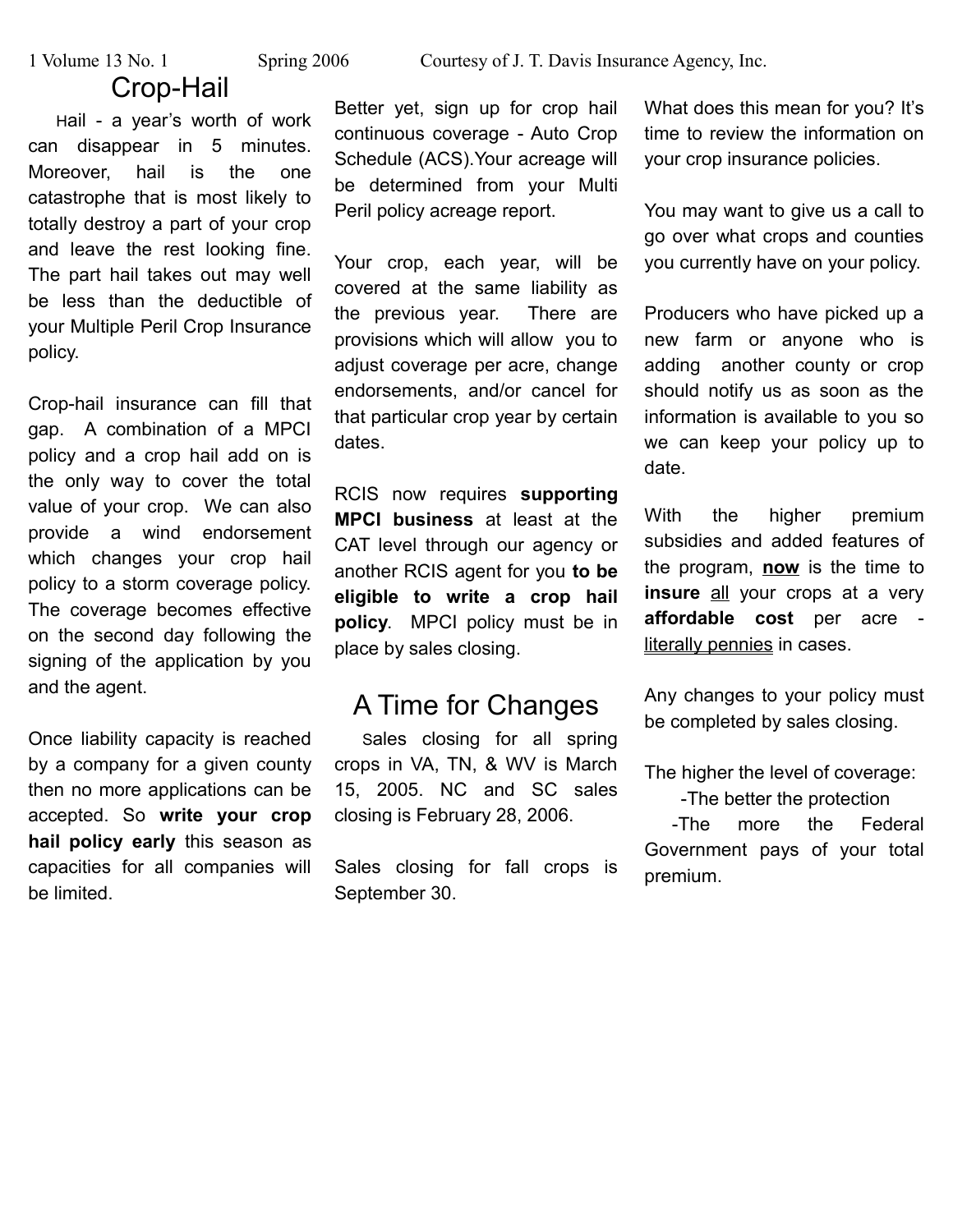# Crop-Hail

Hail - a year's worth of work can disappear in 5 minutes. Moreover, hail is the one catastrophe that is most likely to totally destroy a part of your crop and leave the rest looking fine. The part hail takes out may well be less than the deductible of your Multiple Peril Crop Insurance policy.

Crop-hail insurance can fill that gap. A combination of a MPCI policy and a crop hail add on is the only way to cover the total value of your crop. We can also provide a wind endorsement which changes your crop hail policy to a storm coverage policy. The coverage becomes effective on the second day following the signing of the application by you and the agent.

Once liability capacity is reached by a company for a given county then no more applications can be accepted. So **write your crop hail policy early** this season as capacities for all companies will be limited.

Better yet, sign up for crop hail continuous coverage - Auto Crop Schedule (ACS).Your acreage will be determined from your Multi Peril policy acreage report.

Your crop, each year, will be covered at the same liability as the previous year. There are provisions which will allow you to adjust coverage per acre, change endorsements, and/or cancel for that particular crop year by certain dates.

RCIS now requires **supporting MPCI business** at least at the CAT level through our agency or another RCIS agent for you **to be eligible to write a crop hail policy**. MPCI policy must be in place by sales closing.

# A Time for Changes

Sales closing for all spring crops in VA, TN, & WV is March 15, 2005. NC and SC sales closing is February 28, 2006.

Sales closing for fall crops is September 30.

What does this mean for you? It's time to review the information on your crop insurance policies.

You may want to give us a call to go over what crops and counties you currently have on your policy.

Producers who have picked up a new farm or anyone who is adding another county or crop should notify us as soon as the information is available to you so we can keep your policy up to date.

With the higher premium subsidies and added features of the program, **now** is the time to **insure** all your crops at a very **affordable cost** per acre - literally pennies in cases.

Any changes to your policy must be completed by sales closing.

The higher the level of coverage:

-The better the protection

-The more the Federal Government pays of your total premium.